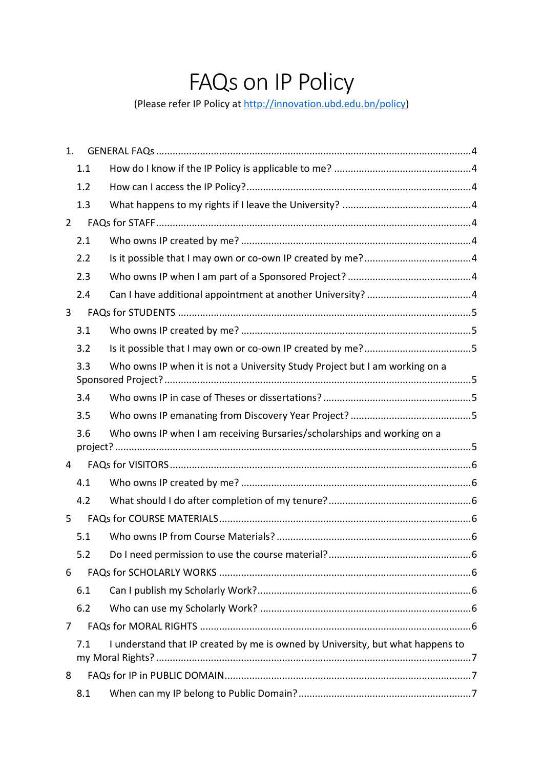# FAQs on IP Policy

(Please refer IP Policy at http://innovation.ubd.edu.bn/policy)

1. GENERAL FAQs ..... 4
   - 1.1 How do I know if the IP Policy is applicable to me? ..... 4
   - 1.2 How can I access the IP Policy? ..... 4
   - 1.3 What happens to my rights if I leave the University? ..... 4
2. FAQs for STAFF ..... 4
   - 2.1 Who owns IP created by me? ..... 4
   - 2.2 Is it possible that I may own or co-own IP created by me? ..... 4
   - 2.3 Who owns IP when I am part of a Sponsored Project? ..... 4
   - 2.4 Can I have additional appointment at another University? ..... 4
3. FAQs for STUDENTS ..... 5
   - 3.1 Who owns IP created by me? ..... 5
   - 3.2 Is it possible that I may own or co-own IP created by me? ..... 5
   - 3.3 Who owns IP when it is not a University Study Project but I am working on a Sponsored Project? ..... 5
   - 3.4 Who owns IP in case of Theses or dissertations? ..... 5
   - 3.5 Who owns IP emanating from Discovery Year Project? ..... 5
   - 3.6 Who owns IP when I am receiving Bursaries/scholarships and working on a project? ..... 5
4. FAQs for VISITORS ..... 6
   - 4.1 Who owns IP created by me? ..... 6
   - 4.2 What should I do after completion of my tenure? ..... 6
5. FAQs for COURSE MATERIALS ..... 6
   - 5.1 Who owns IP from Course Materials? ..... 6
   - 5.2 Do I need permission to use the course material? ..... 6
6. FAQs for SCHOLARLY WORKS ..... 6
   - 6.1 Can I publish my Scholarly Work? ..... 6
   - 6.2 Who can use my Scholarly Work? ..... 6
7. FAQs for MORAL RIGHTS ..... 6
   - 7.1 I understand that IP created by me is owned by University, but what happens to my Moral Rights? ..... 7
8. FAQs for IP in PUBLIC DOMAIN ..... 7
   - 8.1 When can my IP belong to Public Domain? ..... 7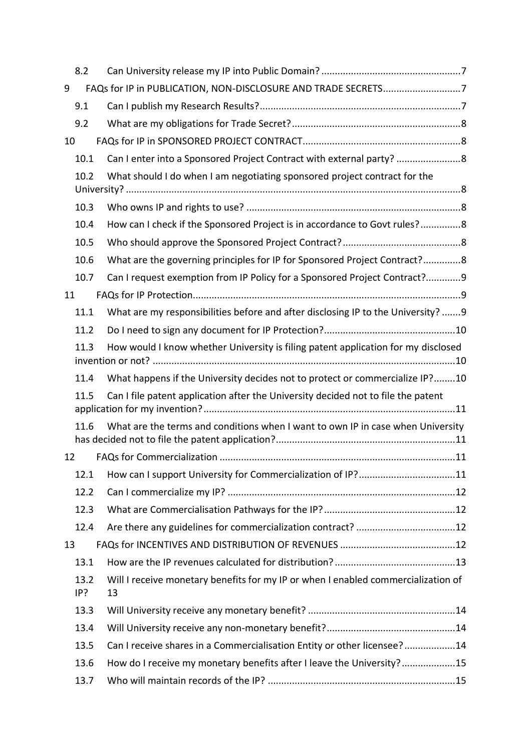8.2 Can University release my IP into Public Domain? ....................................................7

9 FAQs for IP in PUBLICATION, NON-DISCLOSURE AND TRADE SECRETS............................7

9.1 Can I publish my Research Results?..........................................................................7

9.2 What are my obligations for Trade Secret?...............................................................8

10 FAQs for IP in SPONSORED PROJECT CONTRACT...........................................................8

10.1 Can I enter into a Sponsored Project Contract with external party? ........................8

10.2 What should I do when I am negotiating sponsored project contract for the University? ............................................................................................................................8

10.3 Who owns IP and rights to use? ...............................................................................8

10.4 How can I check if the Sponsored Project is in accordance to Govt rules?...............8

10.5 Who should approve the Sponsored Project Contract?............................................8

10.6 What are the governing principles for IP for Sponsored Project Contract?.............8

10.7 Can I request exemption from IP Policy for a Sponsored Project Contract?.............9

11 FAQs for IP Protection...................................................................................................9

11.1 What are my responsibilities before and after disclosing IP to the University? .......9

11.2 Do I need to sign any document for IP Protection?.................................................10

11.3 How would I know whether University is filing patent application for my disclosed invention or not? .................................................................................................................10

11.4 What happens if the University decides not to protect or commercialize IP?........10

11.5 Can I file patent application after the University decided not to file the patent application for my invention?.............................................................................................11

11.6 What are the terms and conditions when I want to own IP in case when University has decided not to file the patent application?..................................................................11

12 FAQs for Commercialization .......................................................................................11

12.1 How can I support University for Commercialization of IP?....................................11

12.2 Can I commercialize my IP? ....................................................................................12

12.3 What are Commercialisation Pathways for the IP?.................................................12

12.4 Are there any guidelines for commercialization contract? .....................................12

13 FAQs for INCENTIVES AND DISTRIBUTION OF REVENUES ...........................................12

13.1 How are the IP revenues calculated for distribution?.............................................13

13.2 Will I receive monetary benefits for my IP or when I enabled commercialization of IP? 13

13.3 Will University receive any monetary benefit? .......................................................14

13.4 Will University receive any non-monetary benefit?................................................14

13.5 Can I receive shares in a Commercialisation Entity or other licensee?...................14

13.6 How do I receive my monetary benefits after I leave the University?....................15

13.7 Who will maintain records of the IP? ......................................................................15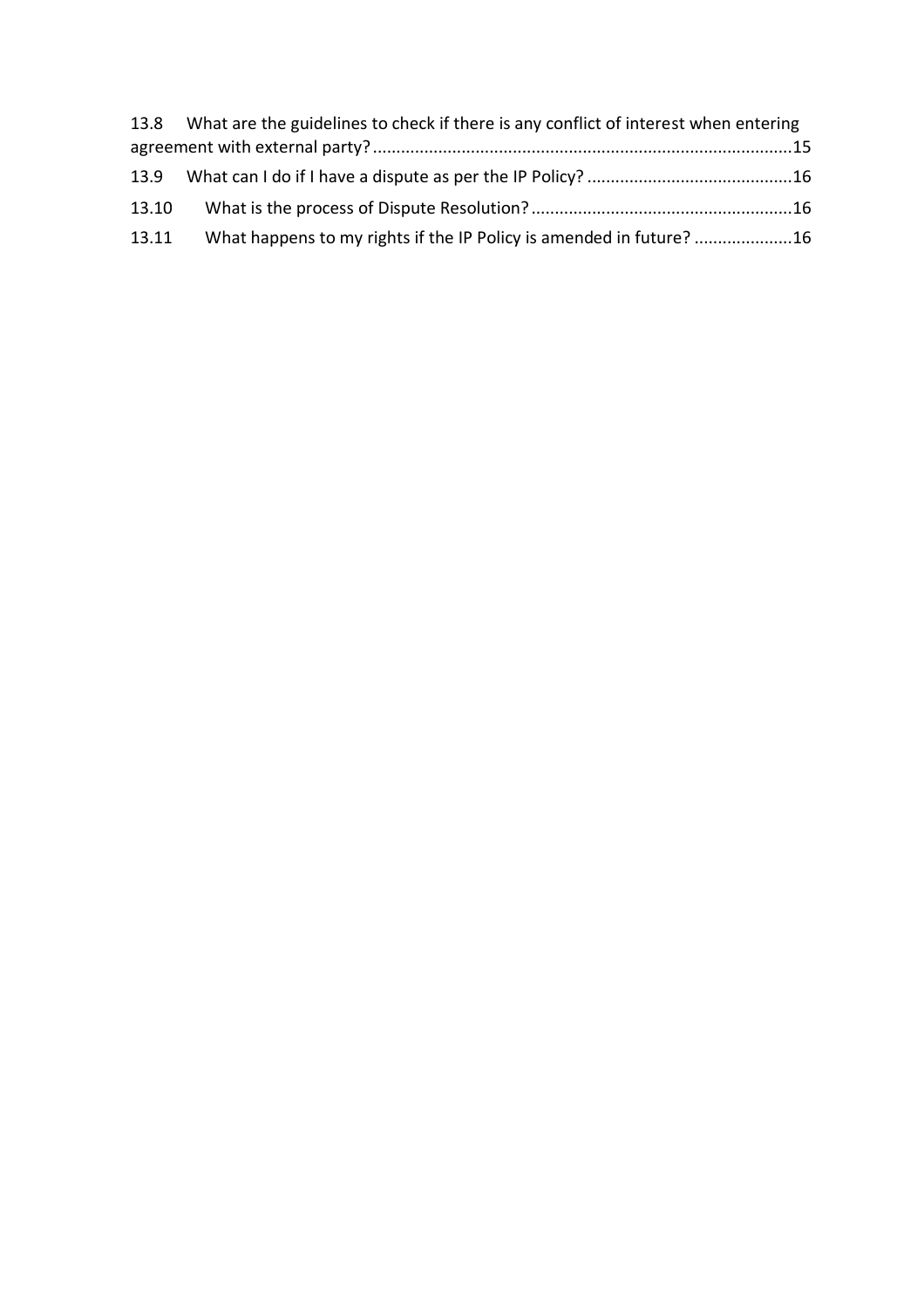13.8 What are the guidelines to check if there is any conflict of interest when entering agreement with external party? ........................................................................................15

13.9 What can I do if I have a dispute as per the IP Policy? ...........................................16

13.10 What is the process of Dispute Resolution? .......................................................16

13.11 What happens to my rights if the IP Policy is amended in future? ....................16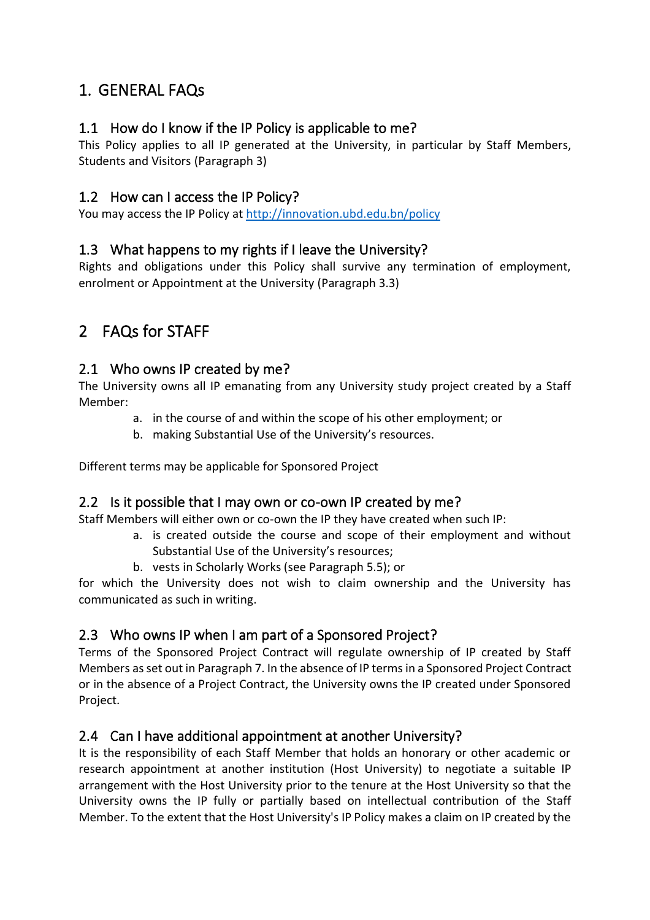# 1. GENERAL FAQs

## 1.1 How do I know if the IP Policy is applicable to me?

This Policy applies to all IP generated at the University, in particular by Staff Members, Students and Visitors (Paragraph 3)

## 1.2 How can I access the IP Policy?

You may access the IP Policy at http://innovation.ubd.edu.bn/policy

## 1.3 What happens to my rights if I leave the University?

Rights and obligations under this Policy shall survive any termination of employment, enrolment or Appointment at the University (Paragraph 3.3)

# 2 FAQs for STAFF

## 2.1 Who owns IP created by me?

The University owns all IP emanating from any University study project created by a Staff Member:

a. in the course of and within the scope of his other employment; or
b. making Substantial Use of the University's resources.

Different terms may be applicable for Sponsored Project

## 2.2 Is it possible that I may own or co-own IP created by me?

Staff Members will either own or co-own the IP they have created when such IP:

a. is created outside the course and scope of their employment and without Substantial Use of the University's resources;
b. vests in Scholarly Works (see Paragraph 5.5); or

for which the University does not wish to claim ownership and the University has communicated as such in writing.

## 2.3 Who owns IP when I am part of a Sponsored Project?

Terms of the Sponsored Project Contract will regulate ownership of IP created by Staff Members as set out in Paragraph 7. In the absence of IP terms in a Sponsored Project Contract or in the absence of a Project Contract, the University owns the IP created under Sponsored Project.

## 2.4 Can I have additional appointment at another University?

It is the responsibility of each Staff Member that holds an honorary or other academic or research appointment at another institution (Host University) to negotiate a suitable IP arrangement with the Host University prior to the tenure at the Host University so that the University owns the IP fully or partially based on intellectual contribution of the Staff Member. To the extent that the Host University's IP Policy makes a claim on IP created by the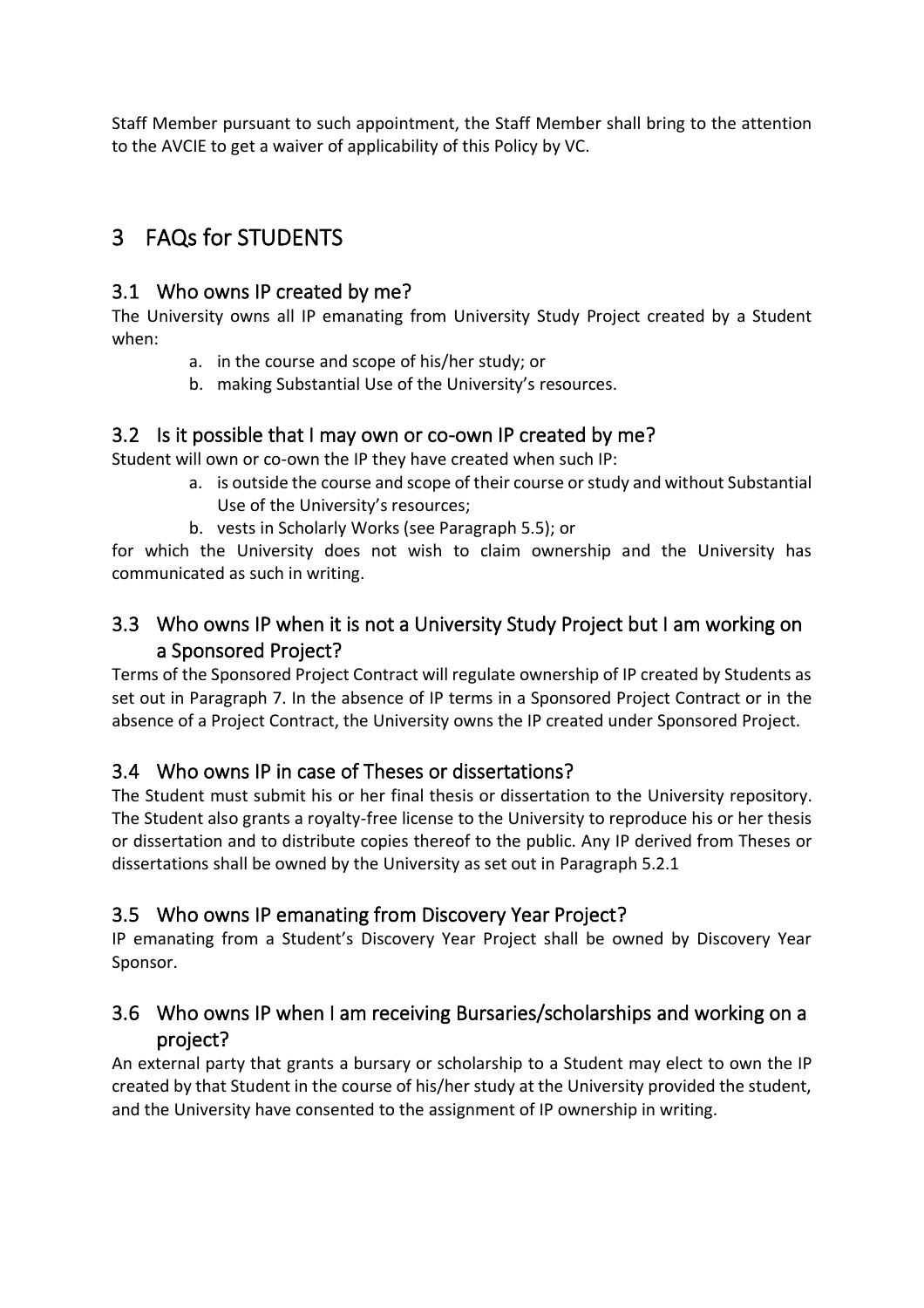Staff Member pursuant to such appointment, the Staff Member shall bring to the attention to the AVCIE to get a waiver of applicability of this Policy by VC.

# 3 FAQs for STUDENTS

## 3.1 Who owns IP created by me?

The University owns all IP emanating from University Study Project created by a Student when:

a. in the course and scope of his/her study; or
b. making Substantial Use of the University's resources.

## 3.2 Is it possible that I may own or co-own IP created by me?

Student will own or co-own the IP they have created when such IP:

a. is outside the course and scope of their course or study and without Substantial Use of the University's resources;
b. vests in Scholarly Works (see Paragraph 5.5); or

for which the University does not wish to claim ownership and the University has communicated as such in writing.

## 3.3 Who owns IP when it is not a University Study Project but I am working on a Sponsored Project?

Terms of the Sponsored Project Contract will regulate ownership of IP created by Students as set out in Paragraph 7. In the absence of IP terms in a Sponsored Project Contract or in the absence of a Project Contract, the University owns the IP created under Sponsored Project.

## 3.4 Who owns IP in case of Theses or dissertations?

The Student must submit his or her final thesis or dissertation to the University repository. The Student also grants a royalty-free license to the University to reproduce his or her thesis or dissertation and to distribute copies thereof to the public. Any IP derived from Theses or dissertations shall be owned by the University as set out in Paragraph 5.2.1

## 3.5 Who owns IP emanating from Discovery Year Project?

IP emanating from a Student's Discovery Year Project shall be owned by Discovery Year Sponsor.

## 3.6 Who owns IP when I am receiving Bursaries/scholarships and working on a project?

An external party that grants a bursary or scholarship to a Student may elect to own the IP created by that Student in the course of his/her study at the University provided the student, and the University have consented to the assignment of IP ownership in writing.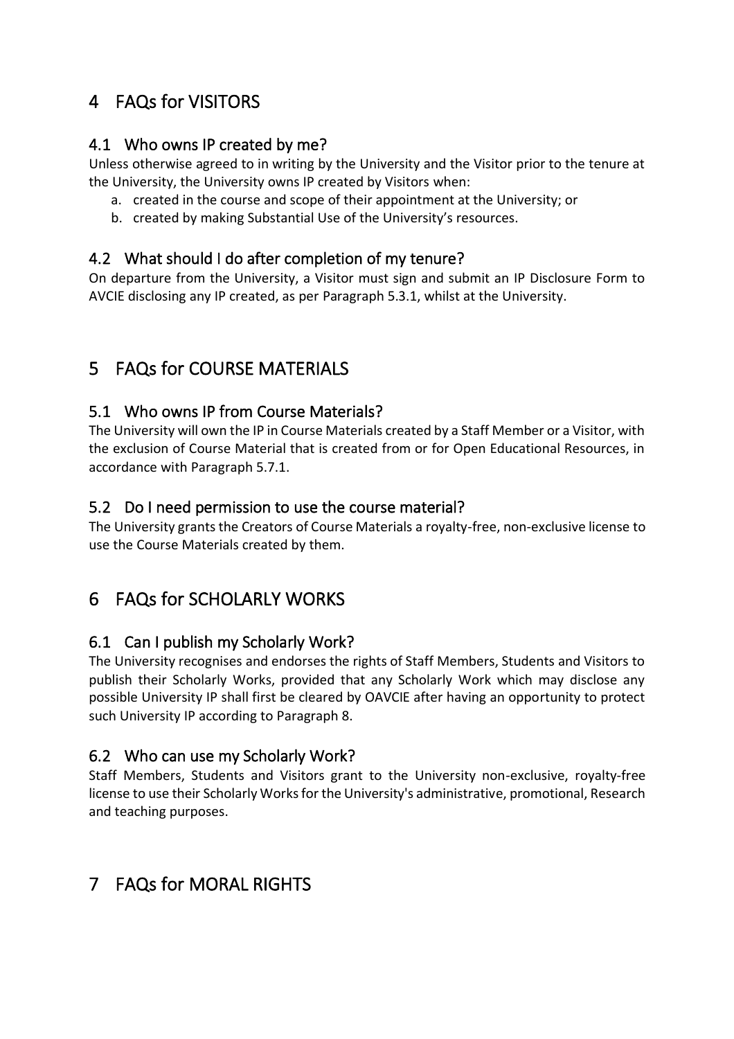# 4 FAQs for VISITORS

## 4.1 Who owns IP created by me?

Unless otherwise agreed to in writing by the University and the Visitor prior to the tenure at the University, the University owns IP created by Visitors when:

a. created in the course and scope of their appointment at the University; or
b. created by making Substantial Use of the University's resources.

## 4.2 What should I do after completion of my tenure?

On departure from the University, a Visitor must sign and submit an IP Disclosure Form to AVCIE disclosing any IP created, as per Paragraph 5.3.1, whilst at the University.

# 5 FAQs for COURSE MATERIALS

## 5.1 Who owns IP from Course Materials?

The University will own the IP in Course Materials created by a Staff Member or a Visitor, with the exclusion of Course Material that is created from or for Open Educational Resources, in accordance with Paragraph 5.7.1.

## 5.2 Do I need permission to use the course material?

The University grants the Creators of Course Materials a royalty-free, non-exclusive license to use the Course Materials created by them.

# 6 FAQs for SCHOLARLY WORKS

## 6.1 Can I publish my Scholarly Work?

The University recognises and endorses the rights of Staff Members, Students and Visitors to publish their Scholarly Works, provided that any Scholarly Work which may disclose any possible University IP shall first be cleared by OAVCIE after having an opportunity to protect such University IP according to Paragraph 8.

## 6.2 Who can use my Scholarly Work?

Staff Members, Students and Visitors grant to the University non-exclusive, royalty-free license to use their Scholarly Works for the University's administrative, promotional, Research and teaching purposes.

# 7 FAQs for MORAL RIGHTS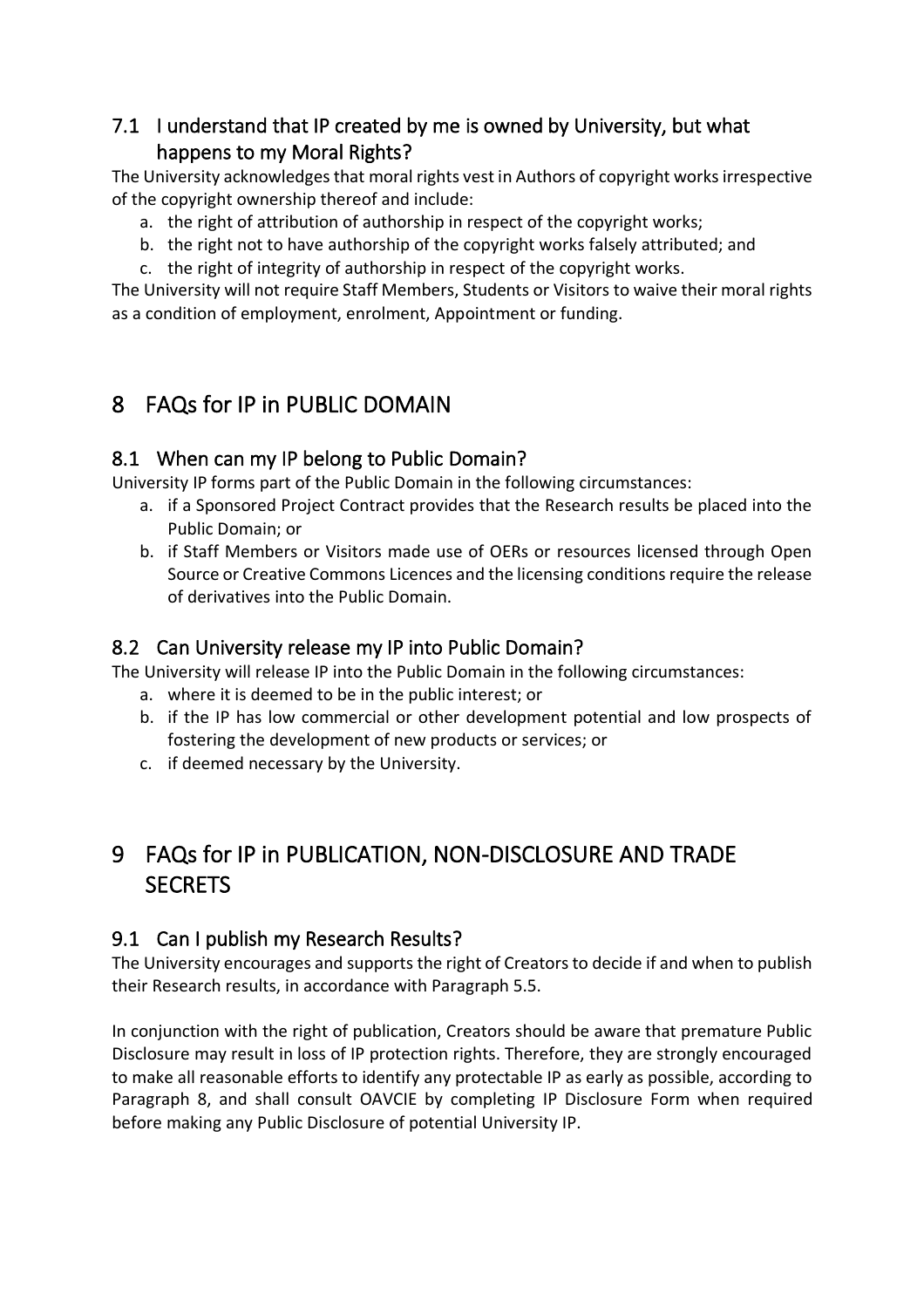### 7.1 I understand that IP created by me is owned by University, but what happens to my Moral Rights?

The University acknowledges that moral rights vest in Authors of copyright works irrespective of the copyright ownership thereof and include:

a. the right of attribution of authorship in respect of the copyright works;
b. the right not to have authorship of the copyright works falsely attributed; and
c. the right of integrity of authorship in respect of the copyright works.

The University will not require Staff Members, Students or Visitors to waive their moral rights as a condition of employment, enrolment, Appointment or funding.

## 8 FAQs for IP in PUBLIC DOMAIN

### 8.1 When can my IP belong to Public Domain?

University IP forms part of the Public Domain in the following circumstances:

a. if a Sponsored Project Contract provides that the Research results be placed into the Public Domain; or
b. if Staff Members or Visitors made use of OERs or resources licensed through Open Source or Creative Commons Licences and the licensing conditions require the release of derivatives into the Public Domain.

### 8.2 Can University release my IP into Public Domain?

The University will release IP into the Public Domain in the following circumstances:

a. where it is deemed to be in the public interest; or
b. if the IP has low commercial or other development potential and low prospects of fostering the development of new products or services; or
c. if deemed necessary by the University.

## 9 FAQs for IP in PUBLICATION, NON-DISCLOSURE AND TRADE SECRETS

### 9.1 Can I publish my Research Results?

The University encourages and supports the right of Creators to decide if and when to publish their Research results, in accordance with Paragraph 5.5.

In conjunction with the right of publication, Creators should be aware that premature Public Disclosure may result in loss of IP protection rights. Therefore, they are strongly encouraged to make all reasonable efforts to identify any protectable IP as early as possible, according to Paragraph 8, and shall consult OAVCIE by completing IP Disclosure Form when required before making any Public Disclosure of potential University IP.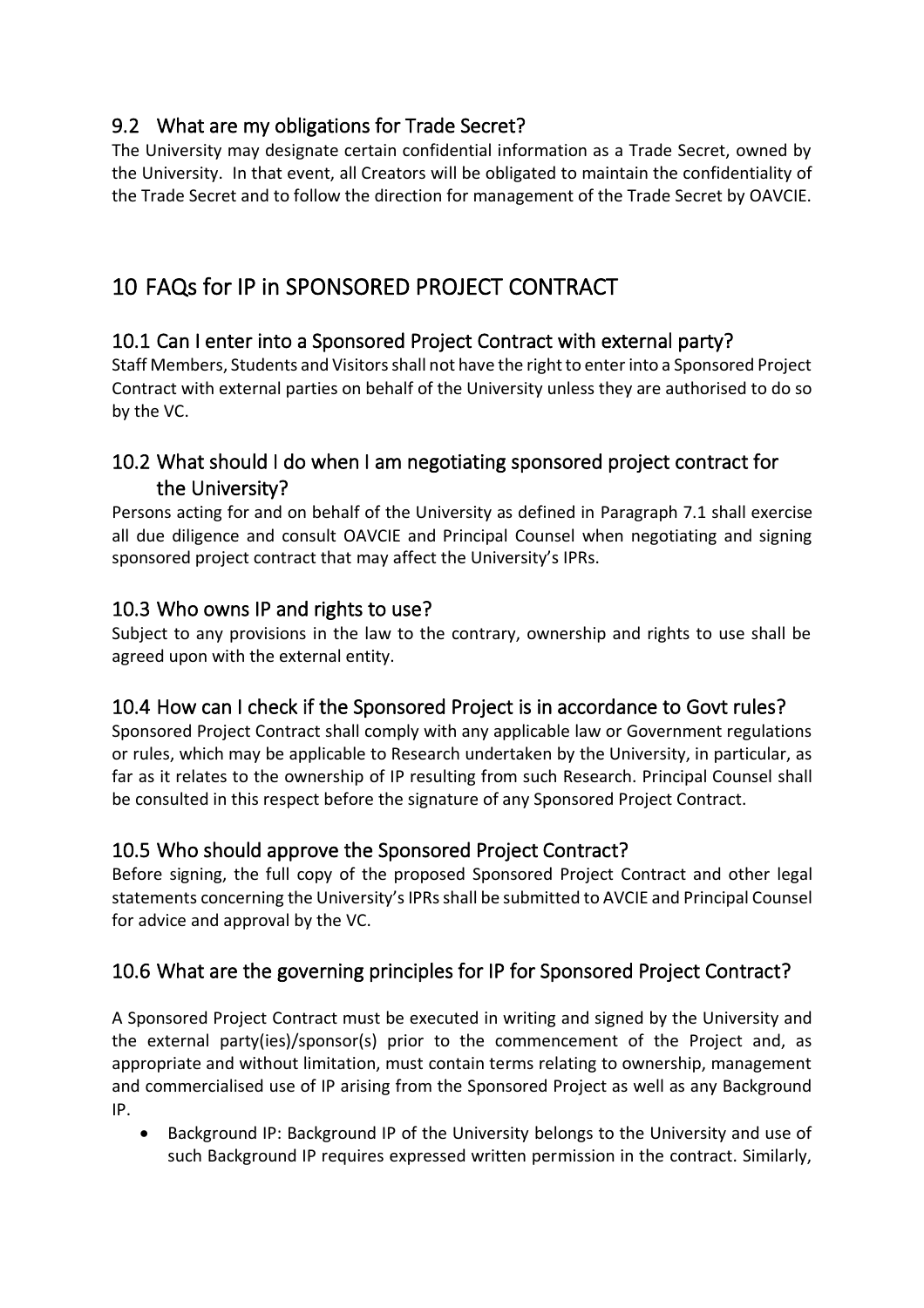### 9.2 What are my obligations for Trade Secret?

The University may designate certain confidential information as a Trade Secret, owned by the University. In that event, all Creators will be obligated to maintain the confidentiality of the Trade Secret and to follow the direction for management of the Trade Secret by OAVCIE.

## 10 FAQs for IP in SPONSORED PROJECT CONTRACT

### 10.1 Can I enter into a Sponsored Project Contract with external party?

Staff Members, Students and Visitors shall not have the right to enter into a Sponsored Project Contract with external parties on behalf of the University unless they are authorised to do so by the VC.

### 10.2 What should I do when I am negotiating sponsored project contract for the University?

Persons acting for and on behalf of the University as defined in Paragraph 7.1 shall exercise all due diligence and consult OAVCIE and Principal Counsel when negotiating and signing sponsored project contract that may affect the University's IPRs.

### 10.3 Who owns IP and rights to use?

Subject to any provisions in the law to the contrary, ownership and rights to use shall be agreed upon with the external entity.

### 10.4 How can I check if the Sponsored Project is in accordance to Govt rules?

Sponsored Project Contract shall comply with any applicable law or Government regulations or rules, which may be applicable to Research undertaken by the University, in particular, as far as it relates to the ownership of IP resulting from such Research. Principal Counsel shall be consulted in this respect before the signature of any Sponsored Project Contract.

### 10.5 Who should approve the Sponsored Project Contract?

Before signing, the full copy of the proposed Sponsored Project Contract and other legal statements concerning the University's IPRs shall be submitted to AVCIE and Principal Counsel for advice and approval by the VC.

### 10.6 What are the governing principles for IP for Sponsored Project Contract?

A Sponsored Project Contract must be executed in writing and signed by the University and the external party(ies)/sponsor(s) prior to the commencement of the Project and, as appropriate and without limitation, must contain terms relating to ownership, management and commercialised use of IP arising from the Sponsored Project as well as any Background IP.

- Background IP: Background IP of the University belongs to the University and use of such Background IP requires expressed written permission in the contract. Similarly,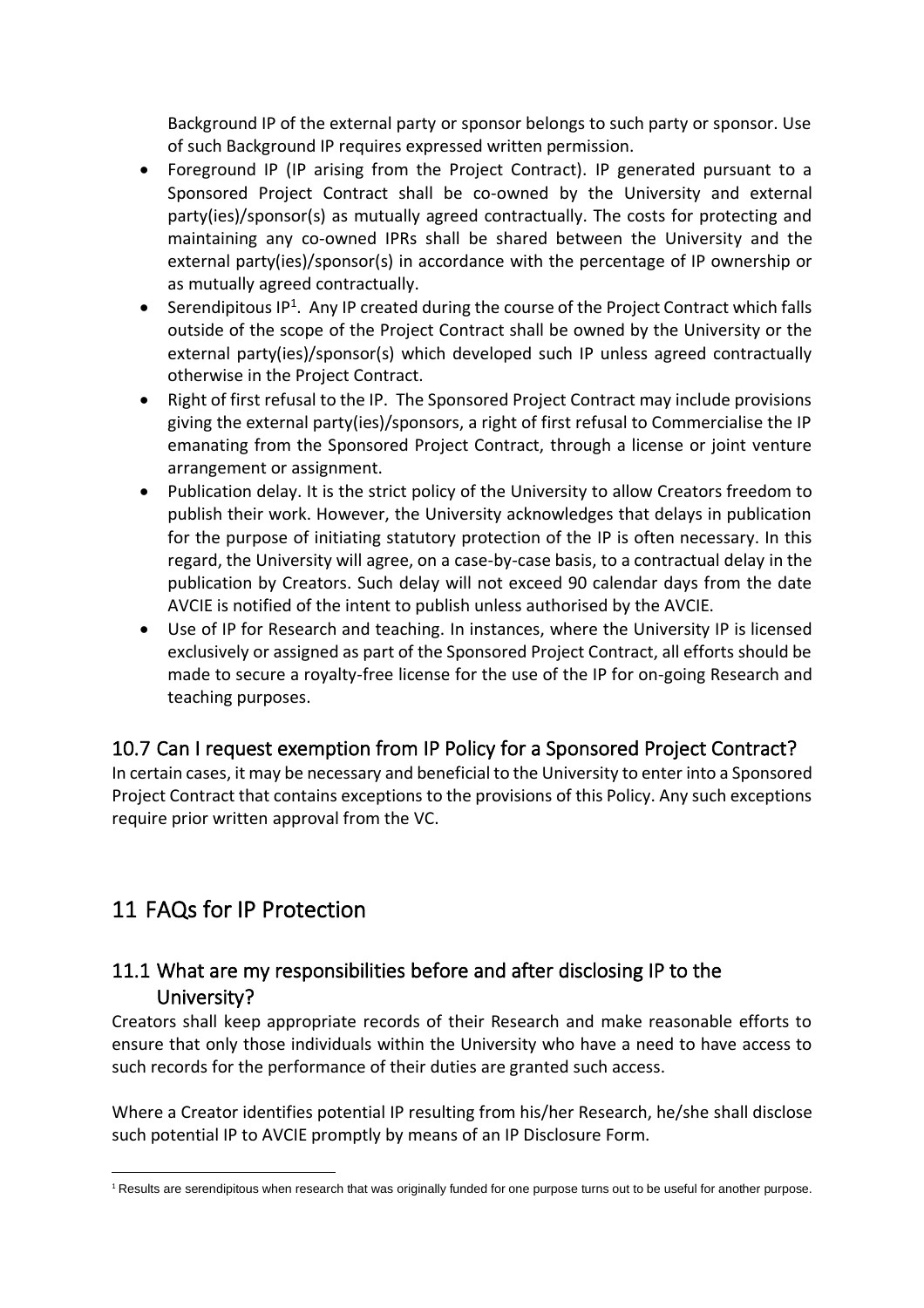Background IP of the external party or sponsor belongs to such party or sponsor. Use of such Background IP requires expressed written permission.

- Foreground IP (IP arising from the Project Contract). IP generated pursuant to a Sponsored Project Contract shall be co-owned by the University and external party(ies)/sponsor(s) as mutually agreed contractually. The costs for protecting and maintaining any co-owned IPRs shall be shared between the University and the external party(ies)/sponsor(s) in accordance with the percentage of IP ownership or as mutually agreed contractually.
- Serendipitous IP[1]. Any IP created during the course of the Project Contract which falls outside of the scope of the Project Contract shall be owned by the University or the external party(ies)/sponsor(s) which developed such IP unless agreed contractually otherwise in the Project Contract.
- Right of first refusal to the IP. The Sponsored Project Contract may include provisions giving the external party(ies)/sponsors, a right of first refusal to Commercialise the IP emanating from the Sponsored Project Contract, through a license or joint venture arrangement or assignment.
- Publication delay. It is the strict policy of the University to allow Creators freedom to publish their work. However, the University acknowledges that delays in publication for the purpose of initiating statutory protection of the IP is often necessary. In this regard, the University will agree, on a case-by-case basis, to a contractual delay in the publication by Creators. Such delay will not exceed 90 calendar days from the date AVCIE is notified of the intent to publish unless authorised by the AVCIE.
- Use of IP for Research and teaching. In instances, where the University IP is licensed exclusively or assigned as part of the Sponsored Project Contract, all efforts should be made to secure a royalty-free license for the use of the IP for on-going Research and teaching purposes.

### 10.7 Can I request exemption from IP Policy for a Sponsored Project Contract?

In certain cases, it may be necessary and beneficial to the University to enter into a Sponsored Project Contract that contains exceptions to the provisions of this Policy. Any such exceptions require prior written approval from the VC.

## 11 FAQs for IP Protection

### 11.1 What are my responsibilities before and after disclosing IP to the University?

Creators shall keep appropriate records of their Research and make reasonable efforts to ensure that only those individuals within the University who have a need to have access to such records for the performance of their duties are granted such access.

Where a Creator identifies potential IP resulting from his/her Research, he/she shall disclose such potential IP to AVCIE promptly by means of an IP Disclosure Form.

[1] Results are serendipitous when research that was originally funded for one purpose turns out to be useful for another purpose.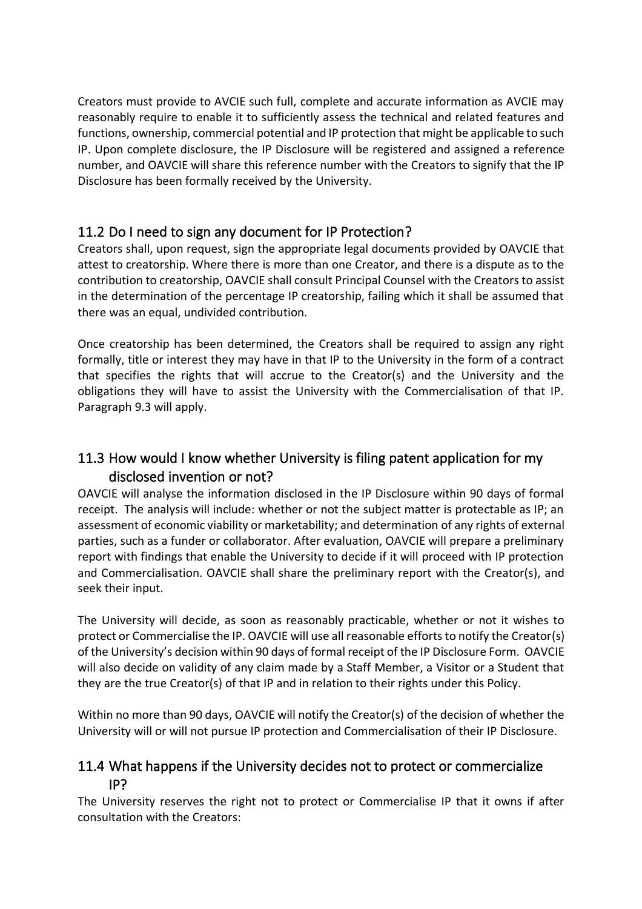Creators must provide to AVCIE such full, complete and accurate information as AVCIE may reasonably require to enable it to sufficiently assess the technical and related features and functions, ownership, commercial potential and IP protection that might be applicable to such IP. Upon complete disclosure, the IP Disclosure will be registered and assigned a reference number, and OAVCIE will share this reference number with the Creators to signify that the IP Disclosure has been formally received by the University.

## 11.2 Do I need to sign any document for IP Protection?

Creators shall, upon request, sign the appropriate legal documents provided by OAVCIE that attest to creatorship. Where there is more than one Creator, and there is a dispute as to the contribution to creatorship, OAVCIE shall consult Principal Counsel with the Creators to assist in the determination of the percentage IP creatorship, failing which it shall be assumed that there was an equal, undivided contribution.

Once creatorship has been determined, the Creators shall be required to assign any right formally, title or interest they may have in that IP to the University in the form of a contract that specifies the rights that will accrue to the Creator(s) and the University and the obligations they will have to assist the University with the Commercialisation of that IP. Paragraph 9.3 will apply.

## 11.3 How would I know whether University is filing patent application for my disclosed invention or not?

OAVCIE will analyse the information disclosed in the IP Disclosure within 90 days of formal receipt. The analysis will include: whether or not the subject matter is protectable as IP; an assessment of economic viability or marketability; and determination of any rights of external parties, such as a funder or collaborator. After evaluation, OAVCIE will prepare a preliminary report with findings that enable the University to decide if it will proceed with IP protection and Commercialisation. OAVCIE shall share the preliminary report with the Creator(s), and seek their input.

The University will decide, as soon as reasonably practicable, whether or not it wishes to protect or Commercialise the IP. OAVCIE will use all reasonable efforts to notify the Creator(s) of the University's decision within 90 days of formal receipt of the IP Disclosure Form. OAVCIE will also decide on validity of any claim made by a Staff Member, a Visitor or a Student that they are the true Creator(s) of that IP and in relation to their rights under this Policy.

Within no more than 90 days, OAVCIE will notify the Creator(s) of the decision of whether the University will or will not pursue IP protection and Commercialisation of their IP Disclosure.

## 11.4 What happens if the University decides not to protect or commercialize IP?

The University reserves the right not to protect or Commercialise IP that it owns if after consultation with the Creators: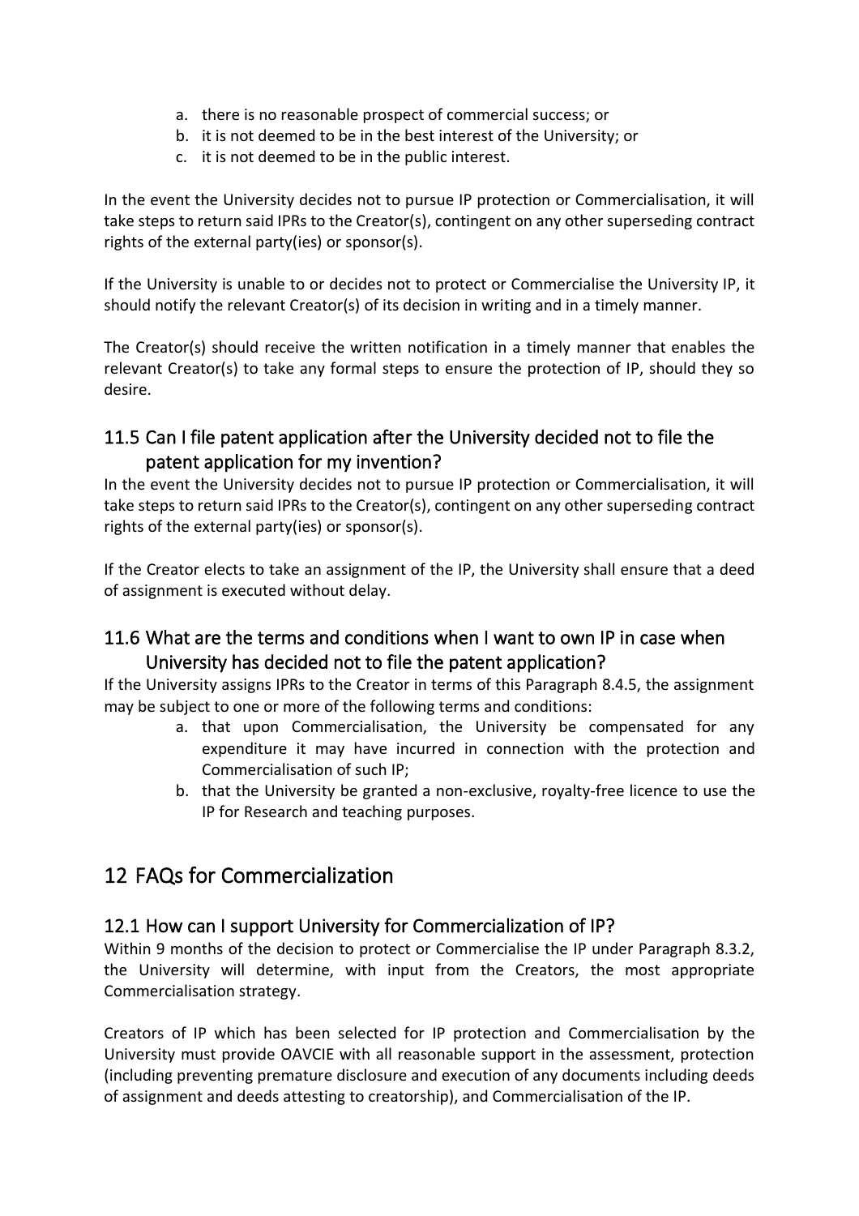a. there is no reasonable prospect of commercial success; or
b. it is not deemed to be in the best interest of the University; or
c. it is not deemed to be in the public interest.

In the event the University decides not to pursue IP protection or Commercialisation, it will take steps to return said IPRs to the Creator(s), contingent on any other superseding contract rights of the external party(ies) or sponsor(s).

If the University is unable to or decides not to protect or Commercialise the University IP, it should notify the relevant Creator(s) of its decision in writing and in a timely manner.

The Creator(s) should receive the written notification in a timely manner that enables the relevant Creator(s) to take any formal steps to ensure the protection of IP, should they so desire.

### 11.5 Can I file patent application after the University decided not to file the patent application for my invention?

In the event the University decides not to pursue IP protection or Commercialisation, it will take steps to return said IPRs to the Creator(s), contingent on any other superseding contract rights of the external party(ies) or sponsor(s).

If the Creator elects to take an assignment of the IP, the University shall ensure that a deed of assignment is executed without delay.

### 11.6 What are the terms and conditions when I want to own IP in case when University has decided not to file the patent application?

If the University assigns IPRs to the Creator in terms of this Paragraph 8.4.5, the assignment may be subject to one or more of the following terms and conditions:

a. that upon Commercialisation, the University be compensated for any expenditure it may have incurred in connection with the protection and Commercialisation of such IP;
b. that the University be granted a non-exclusive, royalty-free licence to use the IP for Research and teaching purposes.

## 12 FAQs for Commercialization

### 12.1 How can I support University for Commercialization of IP?

Within 9 months of the decision to protect or Commercialise the IP under Paragraph 8.3.2, the University will determine, with input from the Creators, the most appropriate Commercialisation strategy.

Creators of IP which has been selected for IP protection and Commercialisation by the University must provide OAVCIE with all reasonable support in the assessment, protection (including preventing premature disclosure and execution of any documents including deeds of assignment and deeds attesting to creatorship), and Commercialisation of the IP.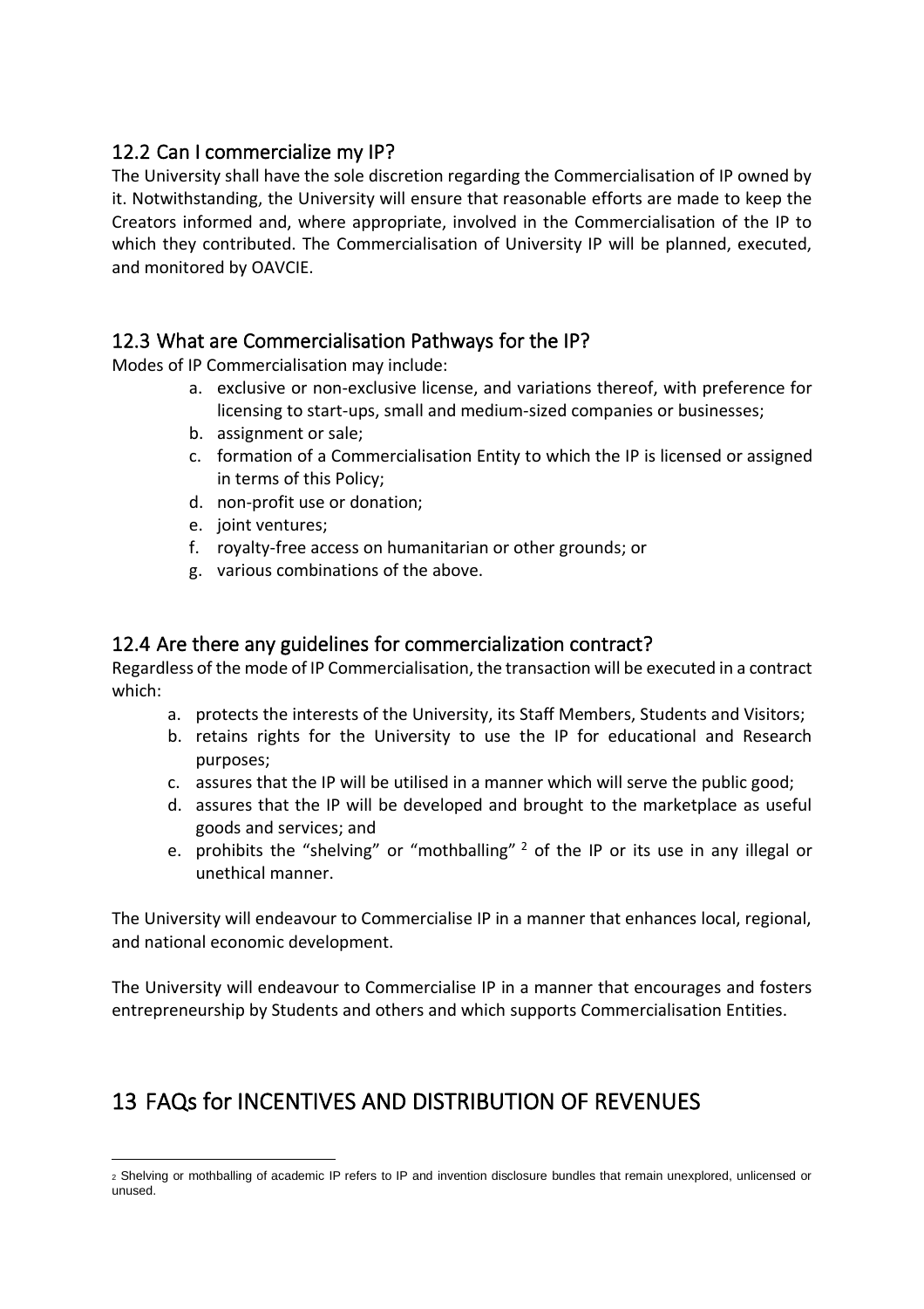## 12.2 Can I commercialize my IP?

The University shall have the sole discretion regarding the Commercialisation of IP owned by it. Notwithstanding, the University will ensure that reasonable efforts are made to keep the Creators informed and, where appropriate, involved in the Commercialisation of the IP to which they contributed. The Commercialisation of University IP will be planned, executed, and monitored by OAVCIE.

## 12.3 What are Commercialisation Pathways for the IP?

Modes of IP Commercialisation may include:

a. exclusive or non-exclusive license, and variations thereof, with preference for licensing to start-ups, small and medium-sized companies or businesses;
b. assignment or sale;
c. formation of a Commercialisation Entity to which the IP is licensed or assigned in terms of this Policy;
d. non-profit use or donation;
e. joint ventures;
f. royalty-free access on humanitarian or other grounds; or
g. various combinations of the above.

## 12.4 Are there any guidelines for commercialization contract?

Regardless of the mode of IP Commercialisation, the transaction will be executed in a contract which:

a. protects the interests of the University, its Staff Members, Students and Visitors;
b. retains rights for the University to use the IP for educational and Research purposes;
c. assures that the IP will be utilised in a manner which will serve the public good;
d. assures that the IP will be developed and brought to the marketplace as useful goods and services; and
e. prohibits the "shelving" or "mothballing" [2] of the IP or its use in any illegal or unethical manner.

The University will endeavour to Commercialise IP in a manner that enhances local, regional, and national economic development.

The University will endeavour to Commercialise IP in a manner that encourages and fosters entrepreneurship by Students and others and which supports Commercialisation Entities.

# 13 FAQs for INCENTIVES AND DISTRIBUTION OF REVENUES

[2] Shelving or mothballing of academic IP refers to IP and invention disclosure bundles that remain unexplored, unlicensed or unused.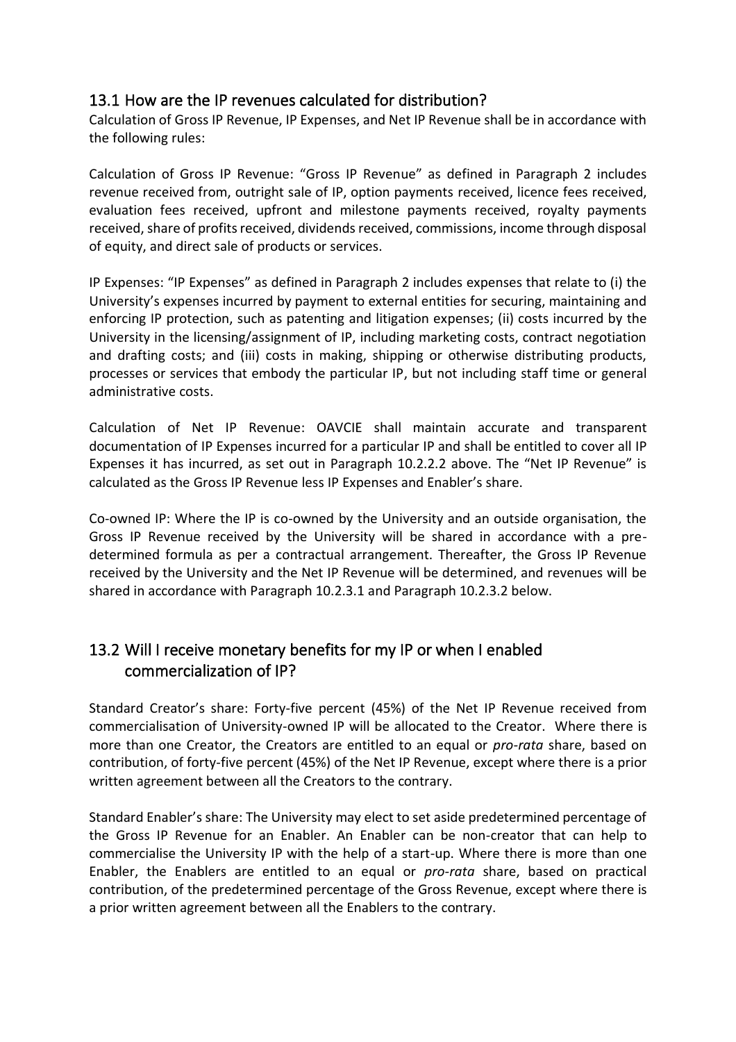## 13.1 How are the IP revenues calculated for distribution?

Calculation of Gross IP Revenue, IP Expenses, and Net IP Revenue shall be in accordance with the following rules:

Calculation of Gross IP Revenue: "Gross IP Revenue" as defined in Paragraph 2 includes revenue received from, outright sale of IP, option payments received, licence fees received, evaluation fees received, upfront and milestone payments received, royalty payments received, share of profits received, dividends received, commissions, income through disposal of equity, and direct sale of products or services.

IP Expenses: "IP Expenses" as defined in Paragraph 2 includes expenses that relate to (i) the University's expenses incurred by payment to external entities for securing, maintaining and enforcing IP protection, such as patenting and litigation expenses; (ii) costs incurred by the University in the licensing/assignment of IP, including marketing costs, contract negotiation and drafting costs; and (iii) costs in making, shipping or otherwise distributing products, processes or services that embody the particular IP, but not including staff time or general administrative costs.

Calculation of Net IP Revenue: OAVCIE shall maintain accurate and transparent documentation of IP Expenses incurred for a particular IP and shall be entitled to cover all IP Expenses it has incurred, as set out in Paragraph 10.2.2.2 above. The "Net IP Revenue" is calculated as the Gross IP Revenue less IP Expenses and Enabler's share.

Co-owned IP: Where the IP is co-owned by the University and an outside organisation, the Gross IP Revenue received by the University will be shared in accordance with a pre-determined formula as per a contractual arrangement. Thereafter, the Gross IP Revenue received by the University and the Net IP Revenue will be determined, and revenues will be shared in accordance with Paragraph 10.2.3.1 and Paragraph 10.2.3.2 below.

## 13.2 Will I receive monetary benefits for my IP or when I enabled commercialization of IP?

Standard Creator's share: Forty-five percent (45%) of the Net IP Revenue received from commercialisation of University-owned IP will be allocated to the Creator. Where there is more than one Creator, the Creators are entitled to an equal or *pro-rata* share, based on contribution, of forty-five percent (45%) of the Net IP Revenue, except where there is a prior written agreement between all the Creators to the contrary.

Standard Enabler's share: The University may elect to set aside predetermined percentage of the Gross IP Revenue for an Enabler. An Enabler can be non-creator that can help to commercialise the University IP with the help of a start-up. Where there is more than one Enabler, the Enablers are entitled to an equal or *pro-rata* share, based on practical contribution, of the predetermined percentage of the Gross Revenue, except where there is a prior written agreement between all the Enablers to the contrary.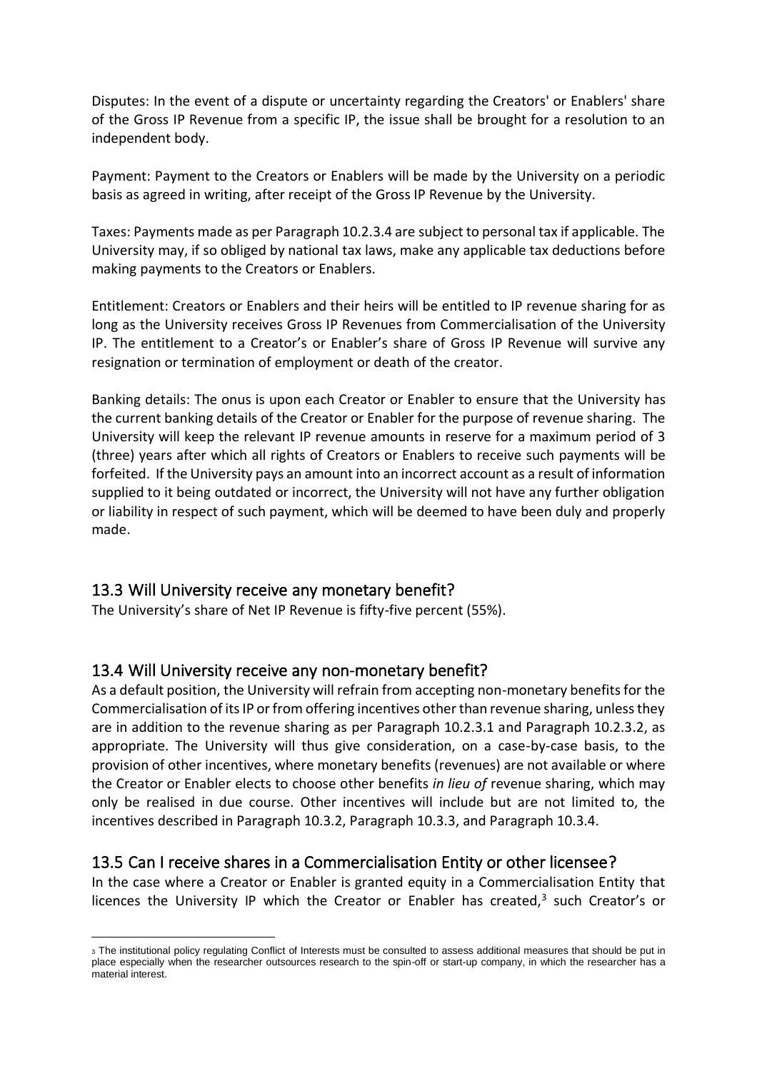Disputes: In the event of a dispute or uncertainty regarding the Creators' or Enablers' share of the Gross IP Revenue from a specific IP, the issue shall be brought for a resolution to an independent body.

Payment: Payment to the Creators or Enablers will be made by the University on a periodic basis as agreed in writing, after receipt of the Gross IP Revenue by the University.

Taxes: Payments made as per Paragraph 10.2.3.4 are subject to personal tax if applicable. The University may, if so obliged by national tax laws, make any applicable tax deductions before making payments to the Creators or Enablers.

Entitlement: Creators or Enablers and their heirs will be entitled to IP revenue sharing for as long as the University receives Gross IP Revenues from Commercialisation of the University IP. The entitlement to a Creator's or Enabler's share of Gross IP Revenue will survive any resignation or termination of employment or death of the creator.

Banking details: The onus is upon each Creator or Enabler to ensure that the University has the current banking details of the Creator or Enabler for the purpose of revenue sharing. The University will keep the relevant IP revenue amounts in reserve for a maximum period of 3 (three) years after which all rights of Creators or Enablers to receive such payments will be forfeited. If the University pays an amount into an incorrect account as a result of information supplied to it being outdated or incorrect, the University will not have any further obligation or liability in respect of such payment, which will be deemed to have been duly and properly made.

## 13.3 Will University receive any monetary benefit?

The University's share of Net IP Revenue is fifty-five percent (55%).

## 13.4 Will University receive any non-monetary benefit?

As a default position, the University will refrain from accepting non-monetary benefits for the Commercialisation of its IP or from offering incentives other than revenue sharing, unless they are in addition to the revenue sharing as per Paragraph 10.2.3.1 and Paragraph 10.2.3.2, as appropriate. The University will thus give consideration, on a case-by-case basis, to the provision of other incentives, where monetary benefits (revenues) are not available or where the Creator or Enabler elects to choose other benefits *in lieu of* revenue sharing, which may only be realised in due course. Other incentives will include but are not limited to, the incentives described in Paragraph 10.3.2, Paragraph 10.3.3, and Paragraph 10.3.4.

## 13.5 Can I receive shares in a Commercialisation Entity or other licensee?

In the case where a Creator or Enabler is granted equity in a Commercialisation Entity that licences the University IP which the Creator or Enabler has created,[3] such Creator's or

[3] The institutional policy regulating Conflict of Interests must be consulted to assess additional measures that should be put in place especially when the researcher outsources research to the spin-off or start-up company, in which the researcher has a material interest.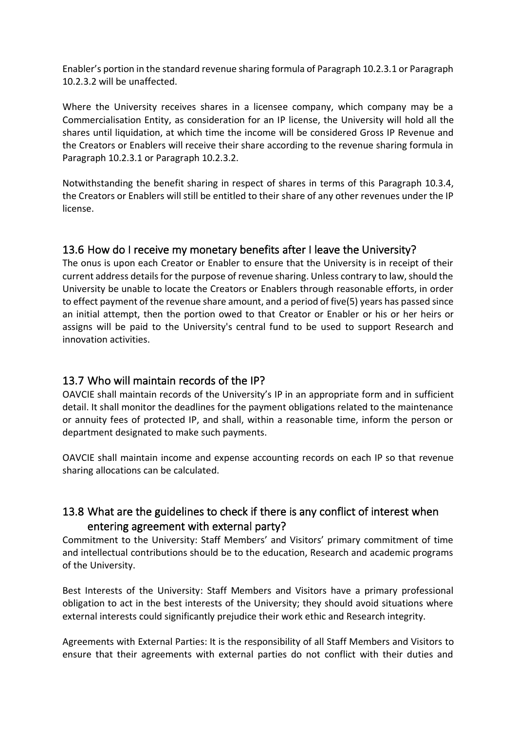Enabler's portion in the standard revenue sharing formula of Paragraph 10.2.3.1 or Paragraph 10.2.3.2 will be unaffected.

Where the University receives shares in a licensee company, which company may be a Commercialisation Entity, as consideration for an IP license, the University will hold all the shares until liquidation, at which time the income will be considered Gross IP Revenue and the Creators or Enablers will receive their share according to the revenue sharing formula in Paragraph 10.2.3.1 or Paragraph 10.2.3.2.

Notwithstanding the benefit sharing in respect of shares in terms of this Paragraph 10.3.4, the Creators or Enablers will still be entitled to their share of any other revenues under the IP license.

## 13.6 How do I receive my monetary benefits after I leave the University?

The onus is upon each Creator or Enabler to ensure that the University is in receipt of their current address details for the purpose of revenue sharing. Unless contrary to law, should the University be unable to locate the Creators or Enablers through reasonable efforts, in order to effect payment of the revenue share amount, and a period of five(5) years has passed since an initial attempt, then the portion owed to that Creator or Enabler or his or her heirs or assigns will be paid to the University's central fund to be used to support Research and innovation activities.

## 13.7 Who will maintain records of the IP?

OAVCIE shall maintain records of the University's IP in an appropriate form and in sufficient detail. It shall monitor the deadlines for the payment obligations related to the maintenance or annuity fees of protected IP, and shall, within a reasonable time, inform the person or department designated to make such payments.

OAVCIE shall maintain income and expense accounting records on each IP so that revenue sharing allocations can be calculated.

## 13.8 What are the guidelines to check if there is any conflict of interest when entering agreement with external party?

Commitment to the University: Staff Members' and Visitors' primary commitment of time and intellectual contributions should be to the education, Research and academic programs of the University.

Best Interests of the University: Staff Members and Visitors have a primary professional obligation to act in the best interests of the University; they should avoid situations where external interests could significantly prejudice their work ethic and Research integrity.

Agreements with External Parties: It is the responsibility of all Staff Members and Visitors to ensure that their agreements with external parties do not conflict with their duties and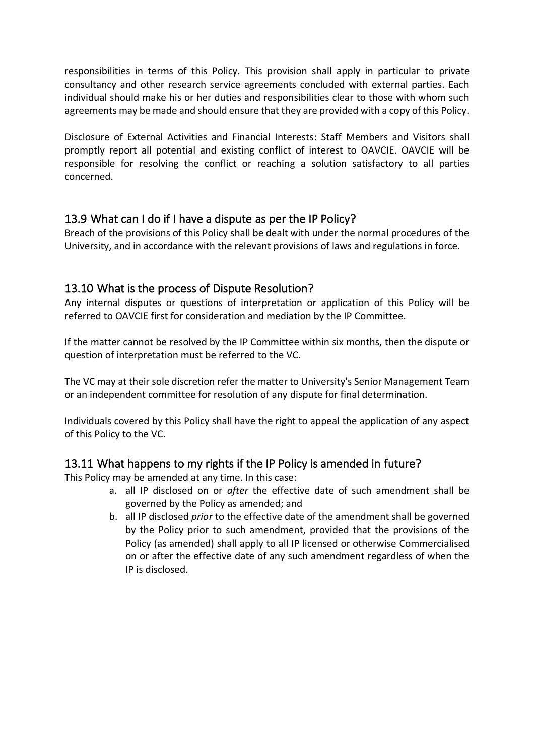responsibilities in terms of this Policy. This provision shall apply in particular to private consultancy and other research service agreements concluded with external parties. Each individual should make his or her duties and responsibilities clear to those with whom such agreements may be made and should ensure that they are provided with a copy of this Policy.

Disclosure of External Activities and Financial Interests: Staff Members and Visitors shall promptly report all potential and existing conflict of interest to OAVCIE. OAVCIE will be responsible for resolving the conflict or reaching a solution satisfactory to all parties concerned.

## 13.9 What can I do if I have a dispute as per the IP Policy?

Breach of the provisions of this Policy shall be dealt with under the normal procedures of the University, and in accordance with the relevant provisions of laws and regulations in force.

## 13.10 What is the process of Dispute Resolution?

Any internal disputes or questions of interpretation or application of this Policy will be referred to OAVCIE first for consideration and mediation by the IP Committee.

If the matter cannot be resolved by the IP Committee within six months, then the dispute or question of interpretation must be referred to the VC.

The VC may at their sole discretion refer the matter to University's Senior Management Team or an independent committee for resolution of any dispute for final determination.

Individuals covered by this Policy shall have the right to appeal the application of any aspect of this Policy to the VC.

## 13.11 What happens to my rights if the IP Policy is amended in future?

This Policy may be amended at any time. In this case:

a. all IP disclosed on or *after* the effective date of such amendment shall be governed by the Policy as amended; and
b. all IP disclosed *prior* to the effective date of the amendment shall be governed by the Policy prior to such amendment, provided that the provisions of the Policy (as amended) shall apply to all IP licensed or otherwise Commercialised on or after the effective date of any such amendment regardless of when the IP is disclosed.